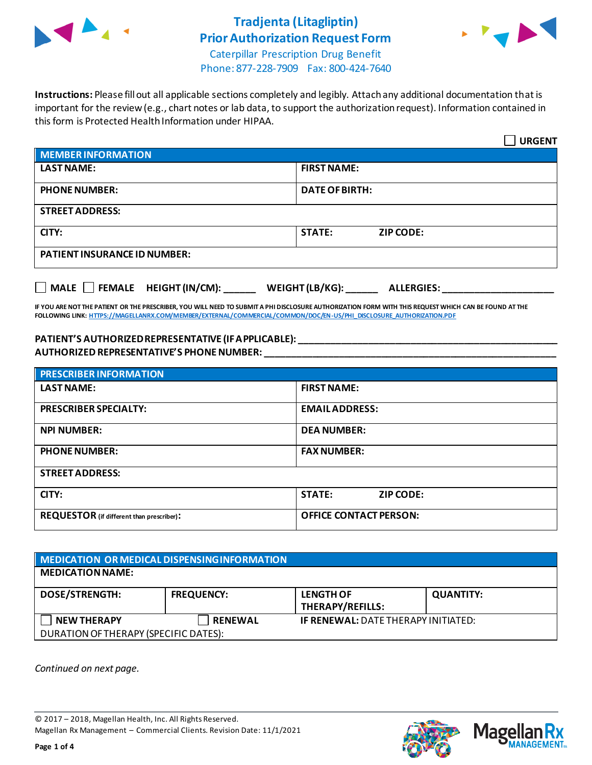# Tradjenta (Litagliptin) Prior Authorization Request Form

Caterpillar Prescription Drug Benefit
Phone: 877-228-7909 Fax: 800-424-7640

**Instructions:** Please fill out all applicable sections completely and legibly. Attach any additional documentation that is important for the review (e.g., chart notes or lab data, to support the authorization request). Information contained in this form is Protected Health Information under HIPAA.

☐ **URGENT**

| **MEMBER INFORMATION** | |
|---|---|
| **LAST NAME:** | **FIRST NAME:** |
| **PHONE NUMBER:** | **DATE OF BIRTH:** |
| **STREET ADDRESS:** | |
| **CITY:** | **STATE: ZIP CODE:** |
| **PATIENT INSURANCE ID NUMBER:** | |

☐ **MALE** ☐ **FEMALE** **HEIGHT (IN/CM): ______** **WEIGHT (LB/KG): ______** **ALLERGIES: ____________________**

**IF YOU ARE NOT THE PATIENT OR THE PRESCRIBER, YOU WILL NEED TO SUBMIT A PHI DISCLOSURE AUTHORIZATION FORM WITH THIS REQUEST WHICH CAN BE FOUND AT THE FOLLOWING LINK: HTTPS://MAGELLANRX.COM/MEMBER/EXTERNAL/COMMERCIAL/COMMON/DOC/EN-US/PHI_DISCLOSURE_AUTHORIZATION.PDF**

**PATIENT'S AUTHORIZED REPRESENTATIVE (IF APPLICABLE): ____________________**
**AUTHORIZED REPRESENTATIVE'S PHONE NUMBER: ____________________**

| **PRESCRIBER INFORMATION** | |
|---|---|
| **LAST NAME:** | **FIRST NAME:** |
| **PRESCRIBER SPECIALTY:** | **EMAIL ADDRESS:** |
| **NPI NUMBER:** | **DEA NUMBER:** |
| **PHONE NUMBER:** | **FAX NUMBER:** |
| **STREET ADDRESS:** | |
| **CITY:** | **STATE: ZIP CODE:** |
| **REQUESTOR** (if different than prescriber): | **OFFICE CONTACT PERSON:** |

| **MEDICATION OR MEDICAL DISPENSING INFORMATION** | | | |
|---|---|---|---|
| **MEDICATION NAME:** | | | |
| **DOSE/STRENGTH:** | **FREQUENCY:** | **LENGTH OF THERAPY/REFILLS:** | **QUANTITY:** |
| ☐ **NEW THERAPY** | ☐ **RENEWAL** | **IF RENEWAL:** DATE THERAPY INITIATED: | |
| DURATION OF THERAPY (SPECIFIC DATES): | | | |

*Continued on next page.*

© 2017 – 2018, Magellan Health, Inc. All Rights Reserved.
Magellan Rx Management – Commercial Clients. Revision Date: 11/1/2021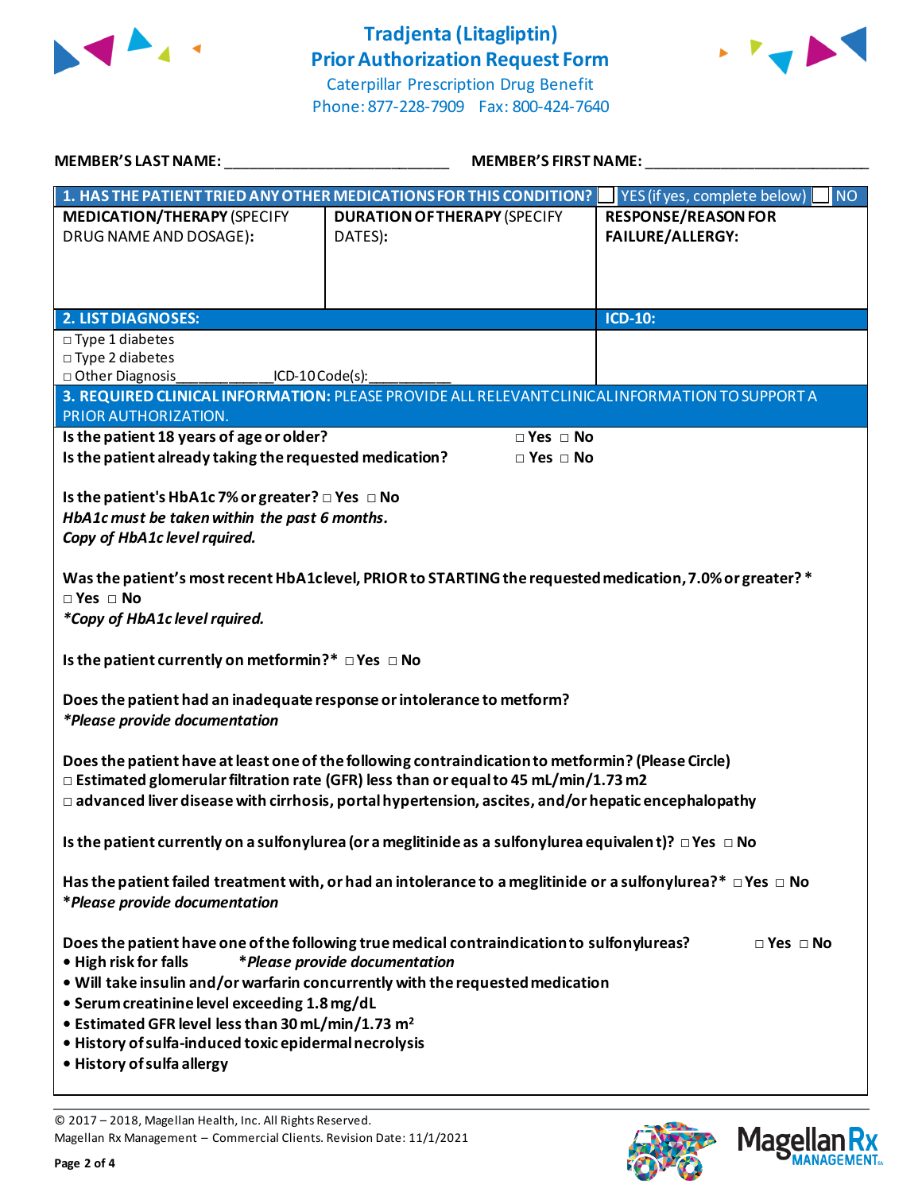# Tradjenta (Litagliptin) Prior Authorization Request Form

Caterpillar Prescription Drug Benefit
Phone: 877-228-7909 Fax: 800-424-7640

**MEMBER'S LAST NAME:** ___________________________ **MEMBER'S FIRST NAME:** ___________________________

| **1. HAS THE PATIENT TRIED ANY OTHER MEDICATIONS FOR THIS CONDITION?** | ☐ YES (if yes, complete below) | ☐ NO |
|---|---|---|
| **MEDICATION/THERAPY** (SPECIFY DRUG NAME AND DOSAGE): | **DURATION OF THERAPY** (SPECIFY DATES): | **RESPONSE/REASON FOR FAILURE/ALLERGY:** |
| | | |

| **2. LIST DIAGNOSES:** | **ICD-10:** |
|---|---|
| □ Type 1 diabetes<br>□ Type 2 diabetes<br>□ Other Diagnosis____________ICD-10 Code(s):__________ | |

**3. REQUIRED CLINICAL INFORMATION:** PLEASE PROVIDE ALL RELEVANT CLINICAL INFORMATION TO SUPPORT A PRIOR AUTHORIZATION.

**Is the patient 18 years of age or older?** □ Yes □ No

**Is the patient already taking the requested medication?** □ Yes □ No

**Is the patient's HbA1c 7% or greater?** □ Yes □ No
***HbA1c must be taken within the past 6 months.***
***Copy of HbA1c level rquired.***

**Was the patient's most recent HbA1c level, PRIOR to STARTING the requested medication, 7.0% or greater?\***
□ Yes □ No
***\*Copy of HbA1c level rquired.***

**Is the patient currently on metformin?\*** □ Yes □ No

**Does the patient had an inadequate response or intolerance to metform?**
***\*Please provide documentation***

**Does the patient have at least one of the following contraindication to metformin? (Please Circle)**
□ **Estimated glomerular filtration rate (GFR) less than or equal to 45 mL/min/1.73 m2**
□ **advanced liver disease with cirrhosis, portal hypertension, ascites, and/or hepatic encephalopathy**

**Is the patient currently on a sulfonylurea (or a meglitinide as a sulfonylurea equivalent)?** □ Yes □ No

**Has the patient failed treatment with, or had an intolerance to a meglitinide or a sulfonylurea?\*** □ Yes □ No
***\*Please provide documentation***

**Does the patient have one of the following true medical contraindication to sulfonylureas?** □ Yes □ No
- **High risk for falls** ***\*Please provide documentation***
- **Will take insulin and/or warfarin concurrently with the requested medication**
- **Serum creatinine level exceeding 1.8 mg/dL**
- **Estimated GFR level less than 30 mL/min/1.73 $m^2$**
- **History of sulfa-induced toxic epidermal necrolysis**
- **History of sulfa allergy**

© 2017 – 2018, Magellan Health, Inc. All Rights Reserved.
Magellan Rx Management – Commercial Clients. Revision Date: 11/1/2021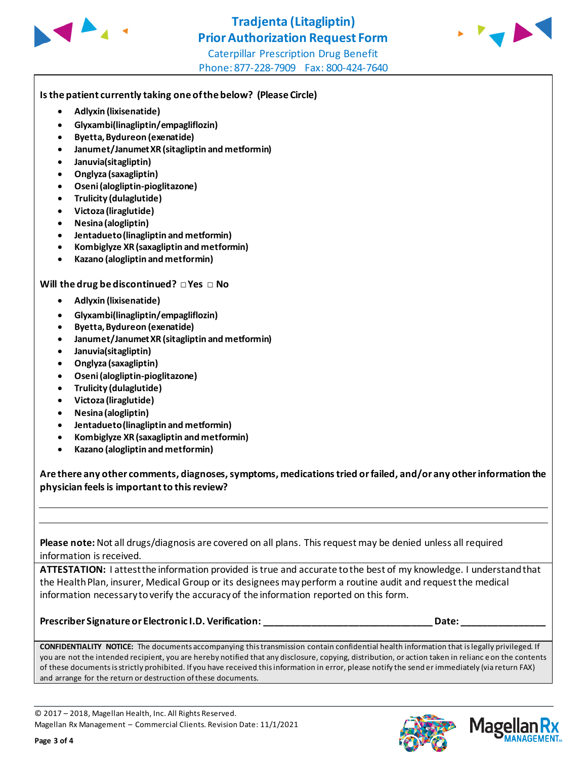# Tradjenta (Litagliptin) Prior Authorization Request Form

Caterpillar Prescription Drug Benefit
Phone: 877-228-7909 Fax: 800-424-7640

**Is the patient currently taking one of the below? (Please Circle)**

- **Adlyxin (lixisenatide)**
- **Glyxambi(linagliptin/empagliflozin)**
- **Byetta, Bydureon (exenatide)**
- **Janumet/Janumet XR (sitagliptin and metformin)**
- **Januvia(sitagliptin)**
- **Onglyza (saxagliptin)**
- **Oseni (alogliptin-pioglitazone)**
- **Trulicity (dulaglutide)**
- **Victoza (liraglutide)**
- **Nesina (alogliptin)**
- **Jentadueto (linagliptin and metformin)**
- **Kombiglyze XR (saxagliptin and metformin)**
- **Kazano (alogliptin and metformin)**

**Will the drug be discontinued?** □ **Yes** □ **No**

- **Adlyxin (lixisenatide)**
- **Glyxambi(linagliptin/empagliflozin)**
- **Byetta, Bydureon (exenatide)**
- **Janumet/Janumet XR (sitagliptin and metformin)**
- **Januvia(sitagliptin)**
- **Onglyza (saxagliptin)**
- **Oseni (alogliptin-pioglitazone)**
- **Trulicity (dulaglutide)**
- **Victoza (liraglutide)**
- **Nesina (alogliptin)**
- **Jentadueto (linagliptin and metformin)**
- **Kombiglyze XR (saxagliptin and metformin)**
- **Kazano (alogliptin and metformin)**

**Are there any other comments, diagnoses, symptoms, medications tried or failed, and/or any other information the physician feels is important to this review?**

______________________________________________________________________

______________________________________________________________________

**Please note:** Not all drugs/diagnosis are covered on all plans. This request may be denied unless all required information is received.

**ATTESTATION:** I attest the information provided is true and accurate to the best of my knowledge. I understand that the Health Plan, insurer, Medical Group or its designees may perform a routine audit and request the medical information necessary to verify the accuracy of the information reported on this form.

**Prescriber Signature or Electronic I.D. Verification:** ________________________________ **Date:** ________________

**CONFIDENTIALITY NOTICE:** The documents accompanying this transmission contain confidential health information that is legally privileged. If you are not the intended recipient, you are hereby notified that any disclosure, copying, distribution, or action taken in reliance on the contents of these documents is strictly prohibited. If you have received this information in error, please notify the sender immediately (via return FAX) and arrange for the return or destruction of these documents.

© 2017 – 2018, Magellan Health, Inc. All Rights Reserved.
Magellan Rx Management – Commercial Clients. Revision Date: 11/1/2021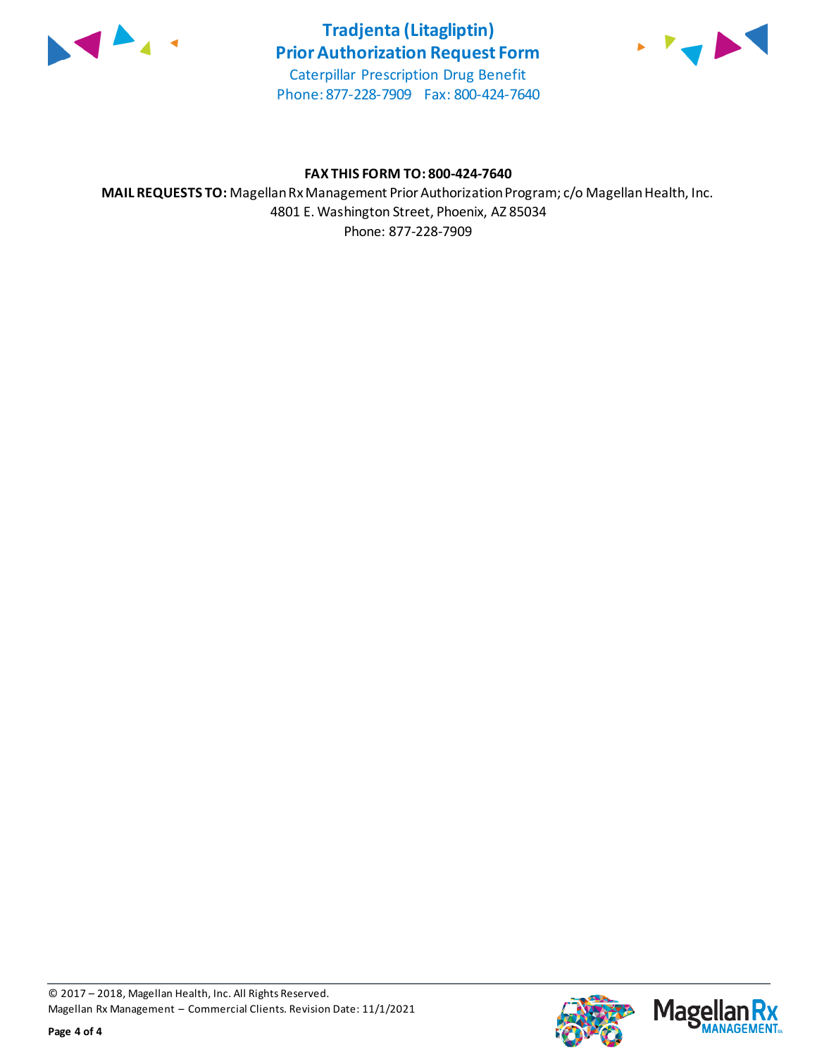**FAX THIS FORM TO: 800-424-7640**

**MAIL REQUESTS TO:** Magellan Rx Management Prior Authorization Program; c/o Magellan Health, Inc.
4801 E. Washington Street, Phoenix, AZ 85034
Phone: 877-228-7909